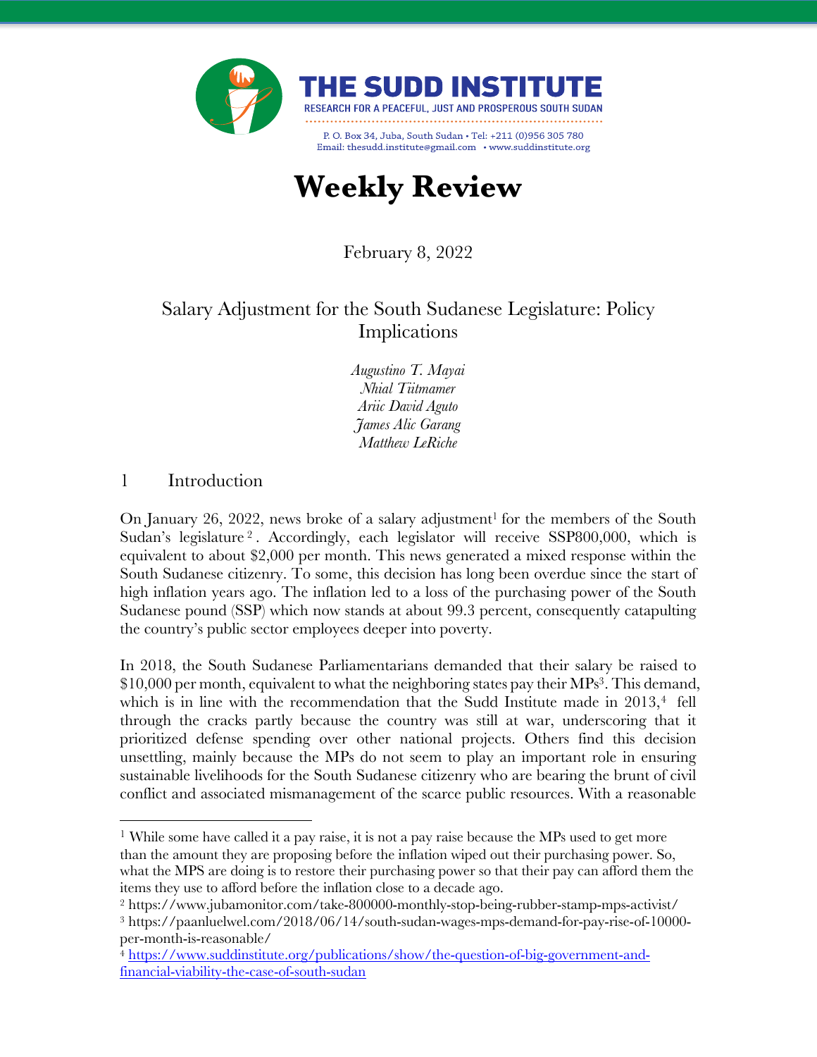THE SUDD INSTITUTE

RESEARCH FOR A PEACEFUL, JUST AND PROSPEROUS SOUTH SUDAN

P. O. Box 34, Juba, South Sudan • Tel: +211 (0)956 305 780
Email: thesudd.institute@gmail.com • www.suddinstitute.org

# Weekly Review

February 8, 2022

## Salary Adjustment for the South Sudanese Legislature: Policy Implications

*Augustino T. Mayai*
*Nhial Tiitmamer*
*Ariic David Aguto*
*James Alic Garang*
*Matthew LeRiche*

## 1 Introduction

On January 26, 2022, news broke of a salary adjustment[1] for the members of the South Sudan's legislature[2]. Accordingly, each legislator will receive SSP800,000, which is equivalent to about $2,000 per month. This news generated a mixed response within the South Sudanese citizenry. To some, this decision has long been overdue since the start of high inflation years ago. The inflation led to a loss of the purchasing power of the South Sudanese pound (SSP) which now stands at about 99.3 percent, consequently catapulting the country's public sector employees deeper into poverty.

In 2018, the South Sudanese Parliamentarians demanded that their salary be raised to $10,000 per month, equivalent to what the neighboring states pay their MPs[3]. This demand, which is in line with the recommendation that the Sudd Institute made in 2013,[4] fell through the cracks partly because the country was still at war, underscoring that it prioritized defense spending over other national projects. Others find this decision unsettling, mainly because the MPs do not seem to play an important role in ensuring sustainable livelihoods for the South Sudanese citizenry who are bearing the brunt of civil conflict and associated mismanagement of the scarce public resources. With a reasonable

---

[1] While some have called it a pay raise, it is not a pay raise because the MPs used to get more than the amount they are proposing before the inflation wiped out their purchasing power. So, what the MPS are doing is to restore their purchasing power so that their pay can afford them the items they use to afford before the inflation close to a decade ago.

[2] https://www.jubamonitor.com/take-800000-monthly-stop-being-rubber-stamp-mps-activist/

[3] https://paanluelwel.com/2018/06/14/south-sudan-wages-mps-demand-for-pay-rise-of-10000-per-month-is-reasonable/

[4] https://www.suddinstitute.org/publications/show/the-question-of-big-government-and-financial-viability-the-case-of-south-sudan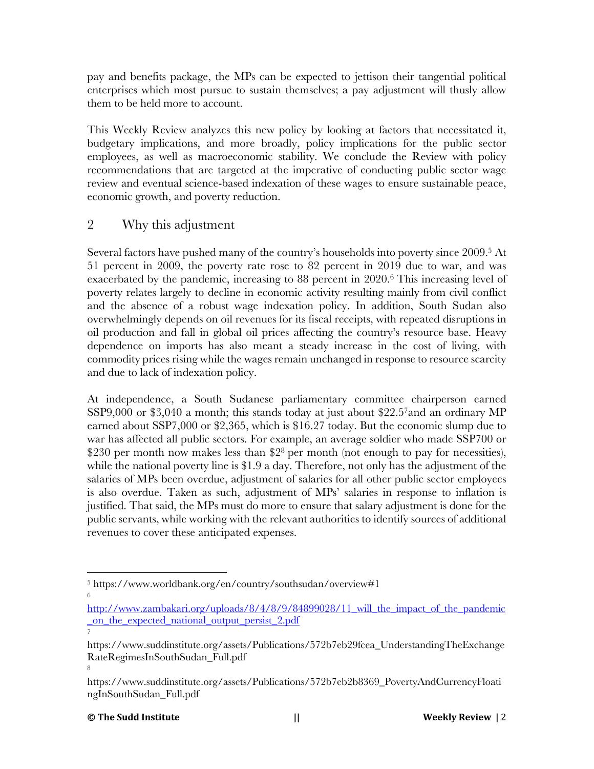pay and benefits package, the MPs can be expected to jettison their tangential political enterprises which most pursue to sustain themselves; a pay adjustment will thusly allow them to be held more to account.

This Weekly Review analyzes this new policy by looking at factors that necessitated it, budgetary implications, and more broadly, policy implications for the public sector employees, as well as macroeconomic stability. We conclude the Review with policy recommendations that are targeted at the imperative of conducting public sector wage review and eventual science-based indexation of these wages to ensure sustainable peace, economic growth, and poverty reduction.

## 2 Why this adjustment

Several factors have pushed many of the country's households into poverty since 2009.[5] At 51 percent in 2009, the poverty rate rose to 82 percent in 2019 due to war, and was exacerbated by the pandemic, increasing to 88 percent in 2020.[6] This increasing level of poverty relates largely to decline in economic activity resulting mainly from civil conflict and the absence of a robust wage indexation policy. In addition, South Sudan also overwhelmingly depends on oil revenues for its fiscal receipts, with repeated disruptions in oil production and fall in global oil prices affecting the country's resource base. Heavy dependence on imports has also meant a steady increase in the cost of living, with commodity prices rising while the wages remain unchanged in response to resource scarcity and due to lack of indexation policy.

At independence, a South Sudanese parliamentary committee chairperson earned SSP9,000 or $3,040 a month; this stands today at just about $22.5[7] and an ordinary MP earned about SSP7,000 or $2,365, which is $16.27 today. But the economic slump due to war has affected all public sectors. For example, an average soldier who made SSP700 or $230 per month now makes less than $2[8] per month (not enough to pay for necessities), while the national poverty line is $1.9 a day. Therefore, not only has the adjustment of the salaries of MPs been overdue, adjustment of salaries for all other public sector employees is also overdue. Taken as such, adjustment of MPs' salaries in response to inflation is justified. That said, the MPs must do more to ensure that salary adjustment is done for the public servants, while working with the relevant authorities to identify sources of additional revenues to cover these anticipated expenses.

---

[5] https://www.worldbank.org/en/country/southsudan/overview#1

[6] http://www.zambakari.org/uploads/8/4/8/9/84899028/11_will_the_impact_of_the_pandemic_on_the_expected_national_output_persist_2.pdf

[7] https://www.suddinstitute.org/assets/Publications/572b7eb29fcea_UnderstandingTheExchangeRateRegimesInSouthSudan_Full.pdf

[8] https://www.suddinstitute.org/assets/Publications/572b7eb2b8369_PovertyAndCurrencyFloatingInSouthSudan_Full.pdf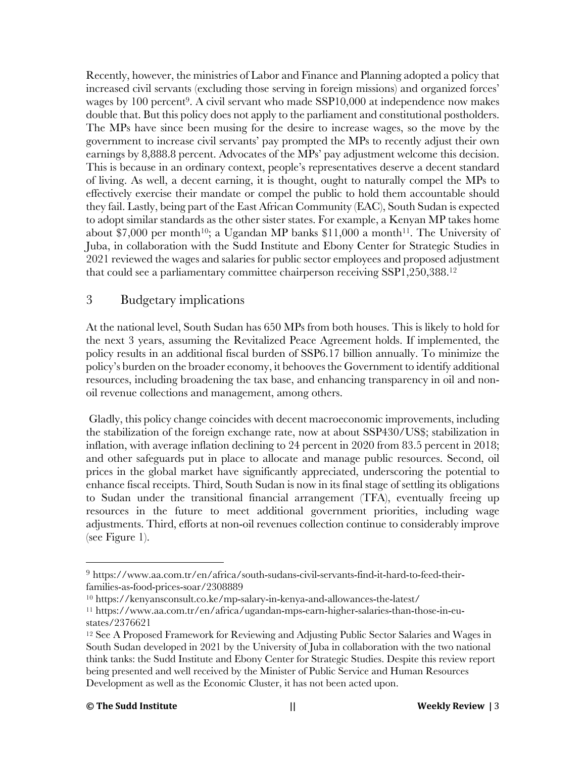Recently, however, the ministries of Labor and Finance and Planning adopted a policy that increased civil servants (excluding those serving in foreign missions) and organized forces' wages by 100 percent[9]. A civil servant who made SSP10,000 at independence now makes double that. But this policy does not apply to the parliament and constitutional postholders. The MPs have since been musing for the desire to increase wages, so the move by the government to increase civil servants' pay prompted the MPs to recently adjust their own earnings by 8,888.8 percent. Advocates of the MPs' pay adjustment welcome this decision. This is because in an ordinary context, people's representatives deserve a decent standard of living. As well, a decent earning, it is thought, ought to naturally compel the MPs to effectively exercise their mandate or compel the public to hold them accountable should they fail. Lastly, being part of the East African Community (EAC), South Sudan is expected to adopt similar standards as the other sister states. For example, a Kenyan MP takes home about $7,000 per month[10]; a Ugandan MP banks $11,000 a month[11]. The University of Juba, in collaboration with the Sudd Institute and Ebony Center for Strategic Studies in 2021 reviewed the wages and salaries for public sector employees and proposed adjustment that could see a parliamentary committee chairperson receiving SSP1,250,388.[12]

## 3 Budgetary implications

At the national level, South Sudan has 650 MPs from both houses. This is likely to hold for the next 3 years, assuming the Revitalized Peace Agreement holds. If implemented, the policy results in an additional fiscal burden of SSP6.17 billion annually. To minimize the policy's burden on the broader economy, it behooves the Government to identify additional resources, including broadening the tax base, and enhancing transparency in oil and non-oil revenue collections and management, among others.

Gladly, this policy change coincides with decent macroeconomic improvements, including the stabilization of the foreign exchange rate, now at about SSP430/US$; stabilization in inflation, with average inflation declining to 24 percent in 2020 from 83.5 percent in 2018; and other safeguards put in place to allocate and manage public resources. Second, oil prices in the global market have significantly appreciated, underscoring the potential to enhance fiscal receipts. Third, South Sudan is now in its final stage of settling its obligations to Sudan under the transitional financial arrangement (TFA), eventually freeing up resources in the future to meet additional government priorities, including wage adjustments. Third, efforts at non-oil revenues collection continue to considerably improve (see Figure 1).

---

[9] https://www.aa.com.tr/en/africa/south-sudans-civil-servants-find-it-hard-to-feed-their-families-as-food-prices-soar/2308889

[10] https://kenyansconsult.co.ke/mp-salary-in-kenya-and-allowances-the-latest/

[11] https://www.aa.com.tr/en/africa/ugandan-mps-earn-higher-salaries-than-those-in-eu-states/2376621

[12] See A Proposed Framework for Reviewing and Adjusting Public Sector Salaries and Wages in South Sudan developed in 2021 by the University of Juba in collaboration with the two national think tanks: the Sudd Institute and Ebony Center for Strategic Studies. Despite this review report being presented and well received by the Minister of Public Service and Human Resources Development as well as the Economic Cluster, it has not been acted upon.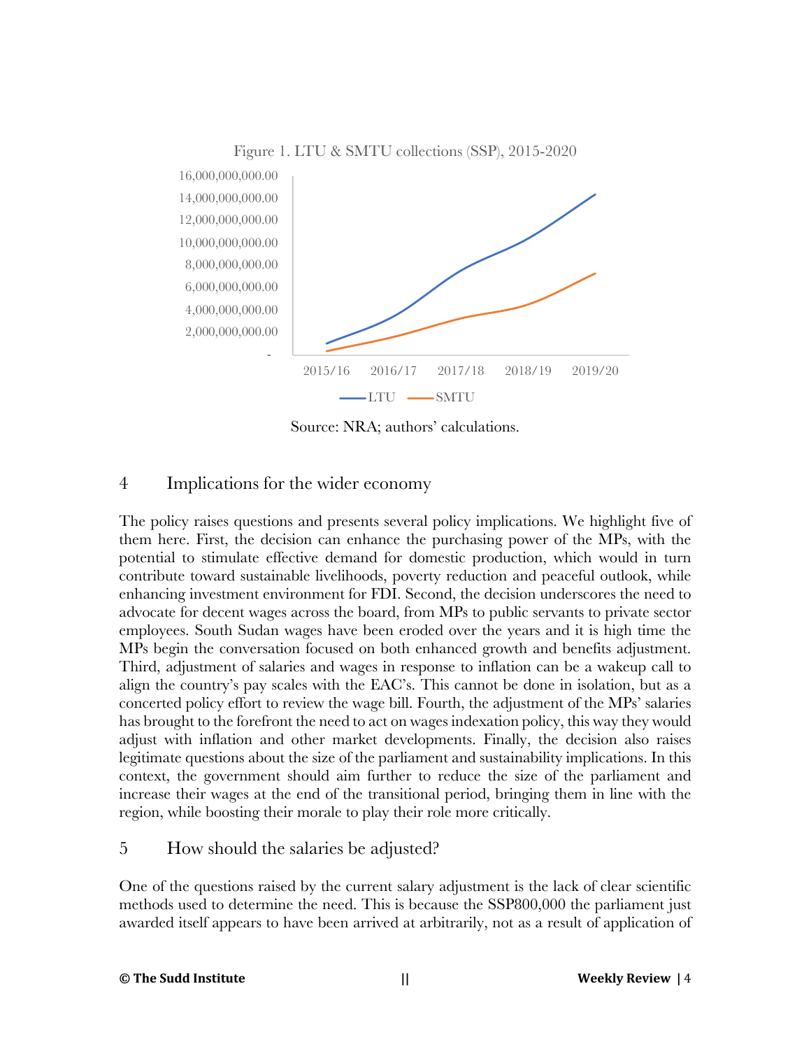Figure 1. LTU & SMTU collections (SSP), 2015-2020

Source: NRA; authors' calculations.

## 4 Implications for the wider economy

The policy raises questions and presents several policy implications. We highlight five of them here. First, the decision can enhance the purchasing power of the MPs, with the potential to stimulate effective demand for domestic production, which would in turn contribute toward sustainable livelihoods, poverty reduction and peaceful outlook, while enhancing investment environment for FDI. Second, the decision underscores the need to advocate for decent wages across the board, from MPs to public servants to private sector employees. South Sudan wages have been eroded over the years and it is high time the MPs begin the conversation focused on both enhanced growth and benefits adjustment. Third, adjustment of salaries and wages in response to inflation can be a wakeup call to align the country's pay scales with the EAC's. This cannot be done in isolation, but as a concerted policy effort to review the wage bill. Fourth, the adjustment of the MPs' salaries has brought to the forefront the need to act on wages indexation policy, this way they would adjust with inflation and other market developments. Finally, the decision also raises legitimate questions about the size of the parliament and sustainability implications. In this context, the government should aim further to reduce the size of the parliament and increase their wages at the end of the transitional period, bringing them in line with the region, while boosting their morale to play their role more critically.

## 5 How should the salaries be adjusted?

One of the questions raised by the current salary adjustment is the lack of clear scientific methods used to determine the need. This is because the SSP800,000 the parliament just awarded itself appears to have been arrived at arbitrarily, not as a result of application of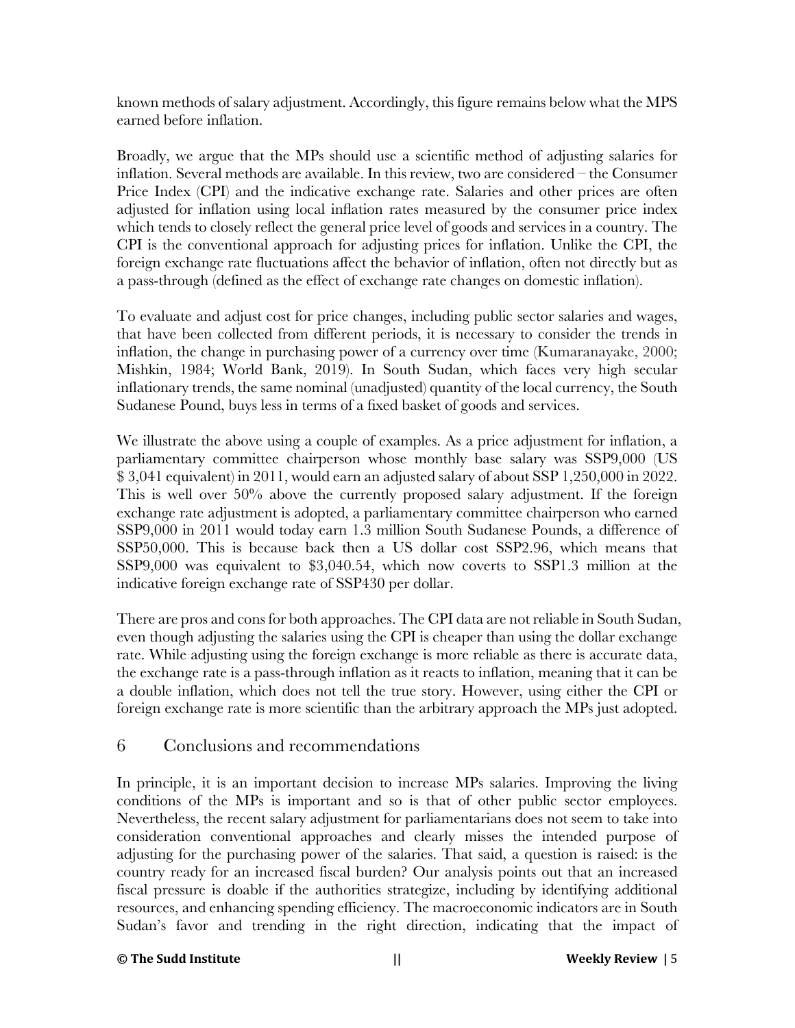known methods of salary adjustment. Accordingly, this figure remains below what the MPS earned before inflation.

Broadly, we argue that the MPs should use a scientific method of adjusting salaries for inflation. Several methods are available. In this review, two are considered – the Consumer Price Index (CPI) and the indicative exchange rate. Salaries and other prices are often adjusted for inflation using local inflation rates measured by the consumer price index which tends to closely reflect the general price level of goods and services in a country. The CPI is the conventional approach for adjusting prices for inflation. Unlike the CPI, the foreign exchange rate fluctuations affect the behavior of inflation, often not directly but as a pass-through (defined as the effect of exchange rate changes on domestic inflation).

To evaluate and adjust cost for price changes, including public sector salaries and wages, that have been collected from different periods, it is necessary to consider the trends in inflation, the change in purchasing power of a currency over time (Kumaranayake, 2000; Mishkin, 1984; World Bank, 2019). In South Sudan, which faces very high secular inflationary trends, the same nominal (unadjusted) quantity of the local currency, the South Sudanese Pound, buys less in terms of a fixed basket of goods and services.

We illustrate the above using a couple of examples. As a price adjustment for inflation, a parliamentary committee chairperson whose monthly base salary was SSP9,000 (US $ 3,041 equivalent) in 2011, would earn an adjusted salary of about SSP 1,250,000 in 2022. This is well over 50% above the currently proposed salary adjustment. If the foreign exchange rate adjustment is adopted, a parliamentary committee chairperson who earned SSP9,000 in 2011 would today earn 1.3 million South Sudanese Pounds, a difference of SSP50,000. This is because back then a US dollar cost SSP2.96, which means that SSP9,000 was equivalent to $3,040.54, which now coverts to SSP1.3 million at the indicative foreign exchange rate of SSP430 per dollar.

There are pros and cons for both approaches. The CPI data are not reliable in South Sudan, even though adjusting the salaries using the CPI is cheaper than using the dollar exchange rate. While adjusting using the foreign exchange is more reliable as there is accurate data, the exchange rate is a pass-through inflation as it reacts to inflation, meaning that it can be a double inflation, which does not tell the true story. However, using either the CPI or foreign exchange rate is more scientific than the arbitrary approach the MPs just adopted.

## 6 Conclusions and recommendations

In principle, it is an important decision to increase MPs salaries. Improving the living conditions of the MPs is important and so is that of other public sector employees. Nevertheless, the recent salary adjustment for parliamentarians does not seem to take into consideration conventional approaches and clearly misses the intended purpose of adjusting for the purchasing power of the salaries. That said, a question is raised: is the country ready for an increased fiscal burden? Our analysis points out that an increased fiscal pressure is doable if the authorities strategize, including by identifying additional resources, and enhancing spending efficiency. The macroeconomic indicators are in South Sudan's favor and trending in the right direction, indicating that the impact of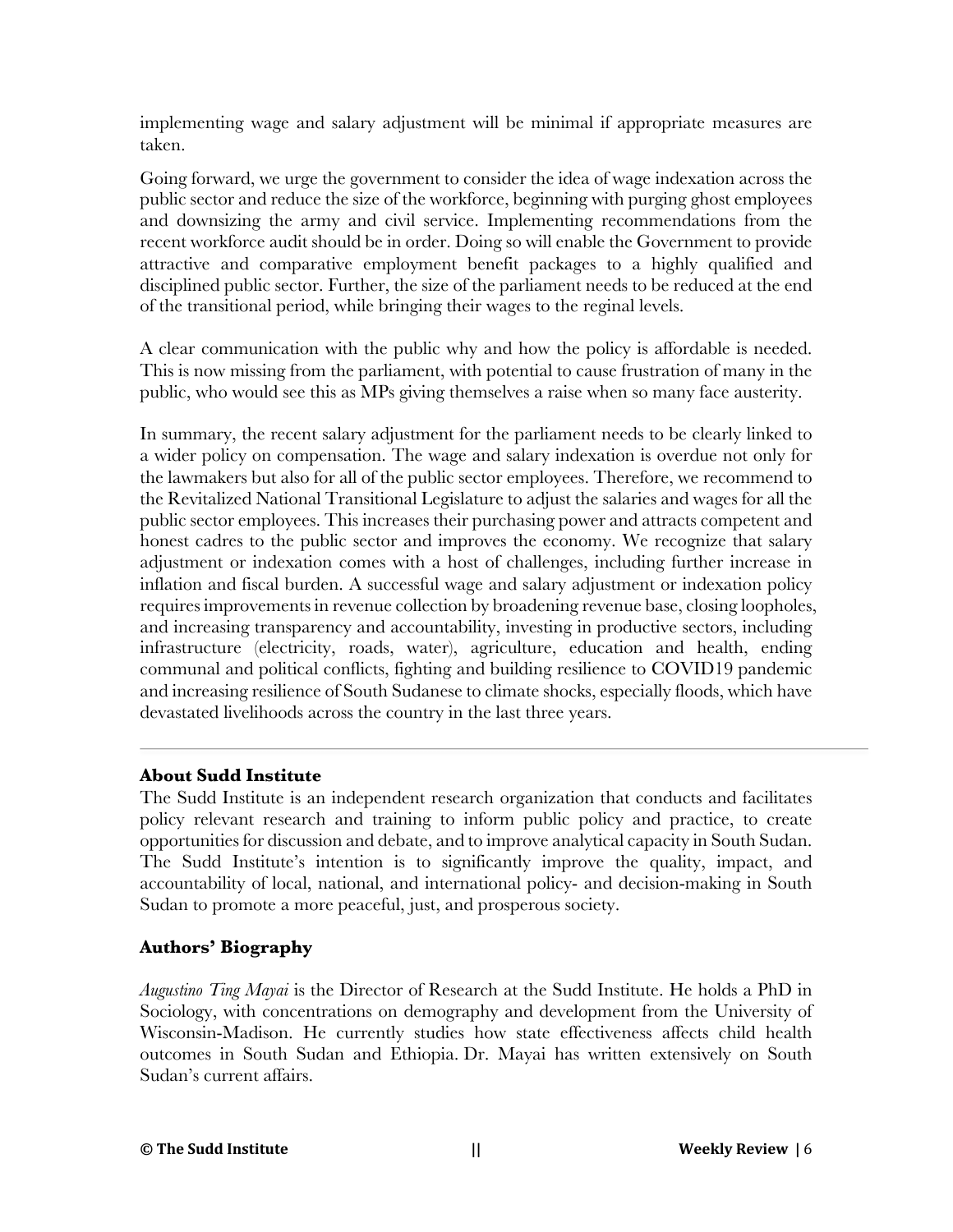implementing wage and salary adjustment will be minimal if appropriate measures are taken.

Going forward, we urge the government to consider the idea of wage indexation across the public sector and reduce the size of the workforce, beginning with purging ghost employees and downsizing the army and civil service. Implementing recommendations from the recent workforce audit should be in order. Doing so will enable the Government to provide attractive and comparative employment benefit packages to a highly qualified and disciplined public sector. Further, the size of the parliament needs to be reduced at the end of the transitional period, while bringing their wages to the reginal levels.

A clear communication with the public why and how the policy is affordable is needed. This is now missing from the parliament, with potential to cause frustration of many in the public, who would see this as MPs giving themselves a raise when so many face austerity.

In summary, the recent salary adjustment for the parliament needs to be clearly linked to a wider policy on compensation. The wage and salary indexation is overdue not only for the lawmakers but also for all of the public sector employees. Therefore, we recommend to the Revitalized National Transitional Legislature to adjust the salaries and wages for all the public sector employees. This increases their purchasing power and attracts competent and honest cadres to the public sector and improves the economy. We recognize that salary adjustment or indexation comes with a host of challenges, including further increase in inflation and fiscal burden. A successful wage and salary adjustment or indexation policy requires improvements in revenue collection by broadening revenue base, closing loopholes, and increasing transparency and accountability, investing in productive sectors, including infrastructure (electricity, roads, water), agriculture, education and health, ending communal and political conflicts, fighting and building resilience to COVID19 pandemic and increasing resilience of South Sudanese to climate shocks, especially floods, which have devastated livelihoods across the country in the last three years.

---

### About Sudd Institute

The Sudd Institute is an independent research organization that conducts and facilitates policy relevant research and training to inform public policy and practice, to create opportunities for discussion and debate, and to improve analytical capacity in South Sudan. The Sudd Institute's intention is to significantly improve the quality, impact, and accountability of local, national, and international policy- and decision-making in South Sudan to promote a more peaceful, just, and prosperous society.

### Authors' Biography

*Augustino Ting Mayai* is the Director of Research at the Sudd Institute. He holds a PhD in Sociology, with concentrations on demography and development from the University of Wisconsin-Madison. He currently studies how state effectiveness affects child health outcomes in South Sudan and Ethiopia. Dr. Mayai has written extensively on South Sudan's current affairs.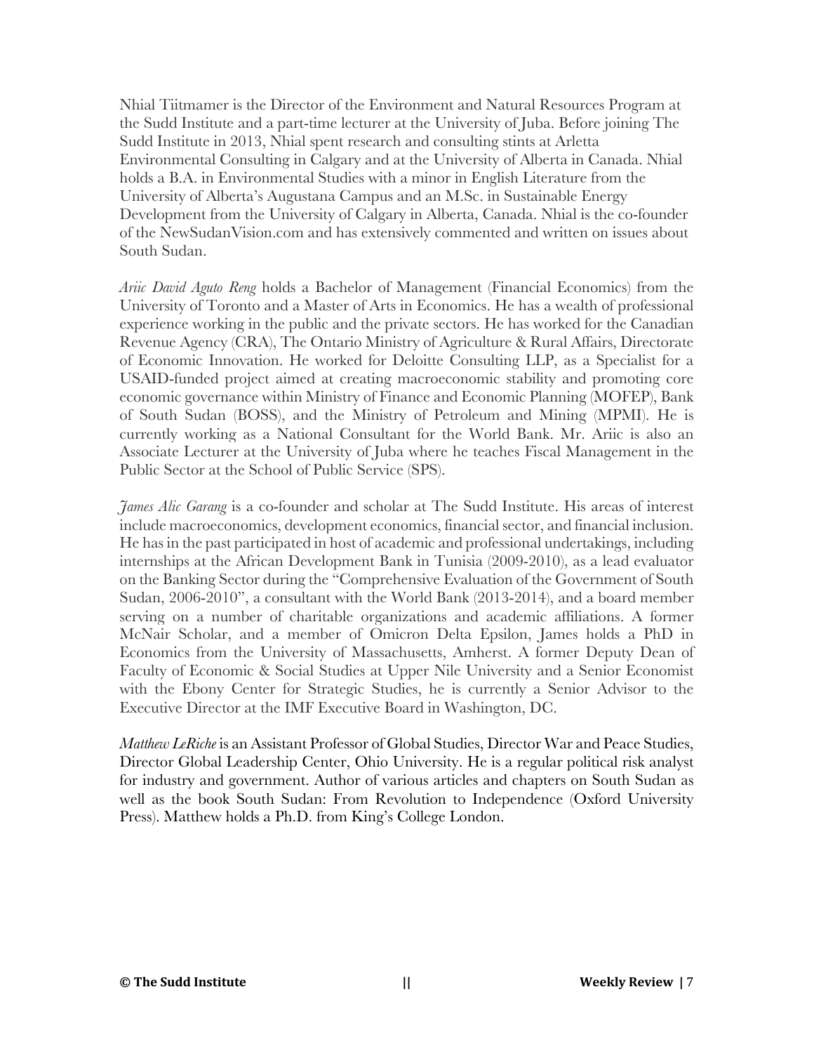Nhial Tiitmamer is the Director of the Environment and Natural Resources Program at the Sudd Institute and a part-time lecturer at the University of Juba. Before joining The Sudd Institute in 2013, Nhial spent research and consulting stints at Arletta Environmental Consulting in Calgary and at the University of Alberta in Canada. Nhial holds a B.A. in Environmental Studies with a minor in English Literature from the University of Alberta's Augustana Campus and an M.Sc. in Sustainable Energy Development from the University of Calgary in Alberta, Canada. Nhial is the co-founder of the NewSudanVision.com and has extensively commented and written on issues about South Sudan.

*Ariic David Aguto Reng* holds a Bachelor of Management (Financial Economics) from the University of Toronto and a Master of Arts in Economics. He has a wealth of professional experience working in the public and the private sectors. He has worked for the Canadian Revenue Agency (CRA), The Ontario Ministry of Agriculture & Rural Affairs, Directorate of Economic Innovation. He worked for Deloitte Consulting LLP, as a Specialist for a USAID-funded project aimed at creating macroeconomic stability and promoting core economic governance within Ministry of Finance and Economic Planning (MOFEP), Bank of South Sudan (BOSS), and the Ministry of Petroleum and Mining (MPMI). He is currently working as a National Consultant for the World Bank. Mr. Ariic is also an Associate Lecturer at the University of Juba where he teaches Fiscal Management in the Public Sector at the School of Public Service (SPS).

*James Alic Garang* is a co-founder and scholar at The Sudd Institute. His areas of interest include macroeconomics, development economics, financial sector, and financial inclusion. He has in the past participated in host of academic and professional undertakings, including internships at the African Development Bank in Tunisia (2009-2010), as a lead evaluator on the Banking Sector during the "Comprehensive Evaluation of the Government of South Sudan, 2006-2010", a consultant with the World Bank (2013-2014), and a board member serving on a number of charitable organizations and academic affiliations. A former McNair Scholar, and a member of Omicron Delta Epsilon, James holds a PhD in Economics from the University of Massachusetts, Amherst. A former Deputy Dean of Faculty of Economic & Social Studies at Upper Nile University and a Senior Economist with the Ebony Center for Strategic Studies, he is currently a Senior Advisor to the Executive Director at the IMF Executive Board in Washington, DC.

*Matthew LeRiche* is an Assistant Professor of Global Studies, Director War and Peace Studies, Director Global Leadership Center, Ohio University. He is a regular political risk analyst for industry and government. Author of various articles and chapters on South Sudan as well as the book South Sudan: From Revolution to Independence (Oxford University Press). Matthew holds a Ph.D. from King's College London.